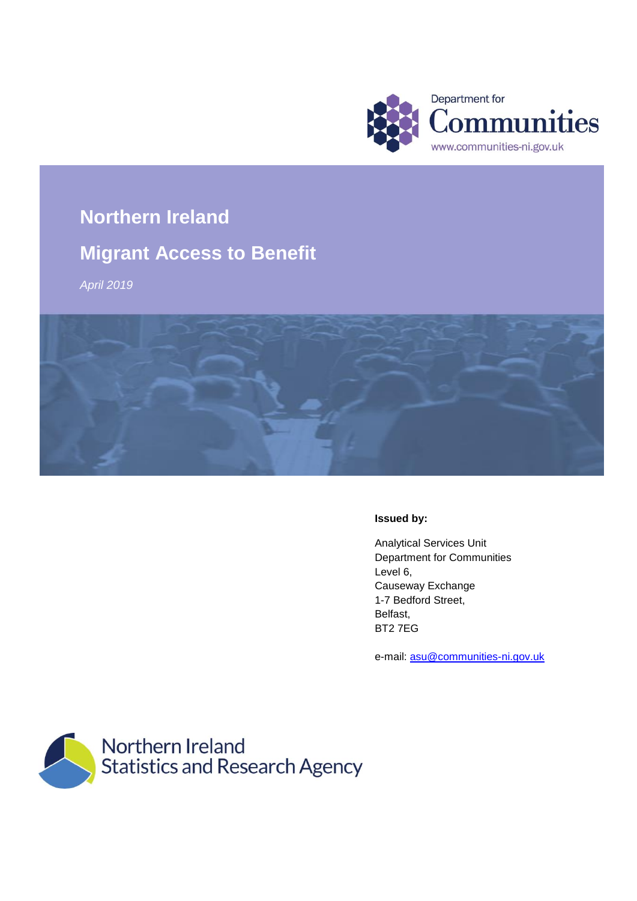Department for
Communities
www.communities-ni.gov.uk

# Northern Ireland

# Migrant Access to Benefit

*April 2019*

**Issued by:**

Analytical Services Unit
Department for Communities
Level 6,
Causeway Exchange
1-7 Bedford Street,
Belfast,
BT2 7EG

e-mail: asu@communities-ni.gov.uk

Northern Ireland
Statistics and Research Agency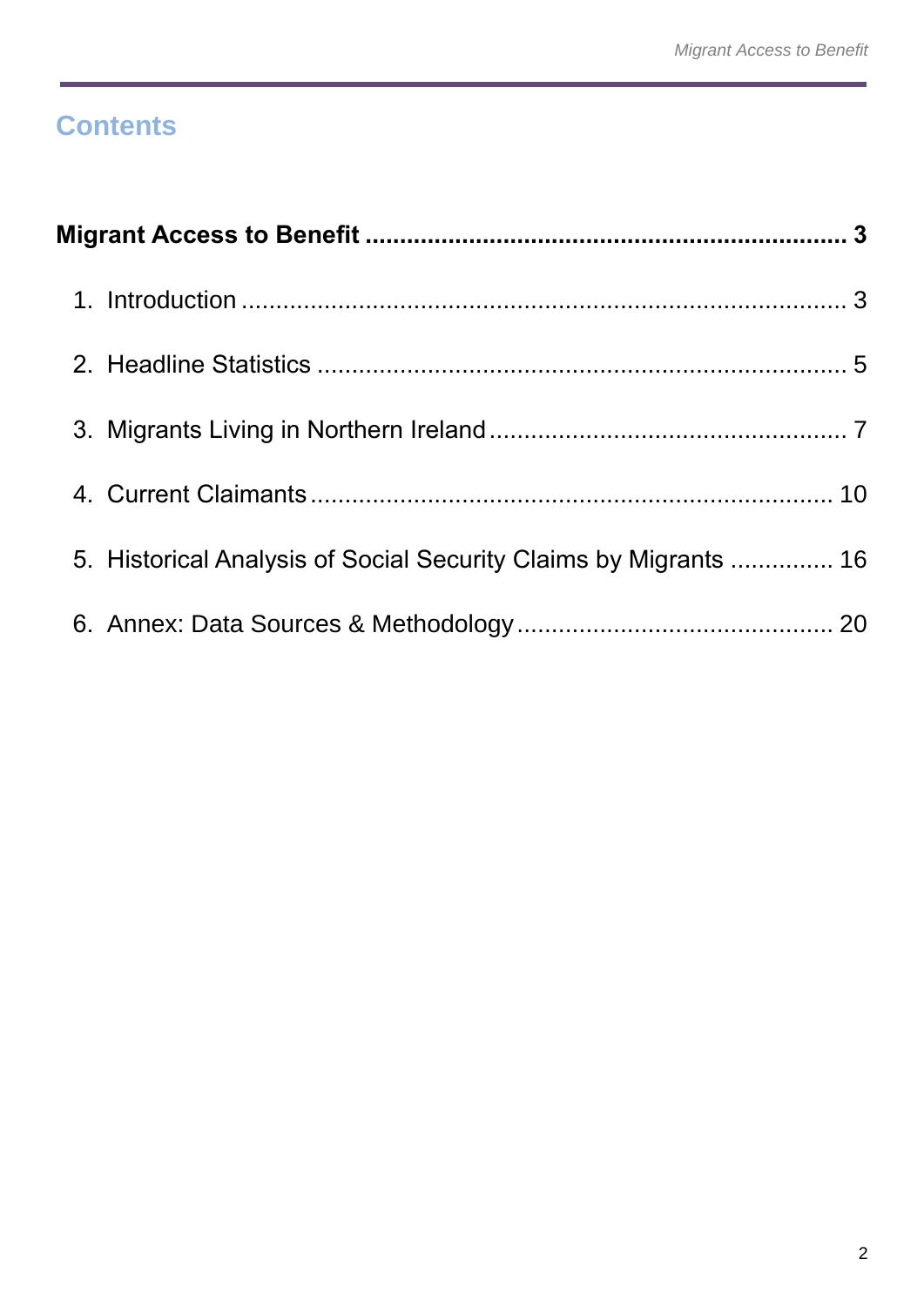# Contents

**Migrant Access to Benefit .................................................................. 3**

1. Introduction ........................................................................................ 3
2. Headline Statistics ............................................................................ 5
3. Migrants Living in Northern Ireland .................................................... 7
4. Current Claimants ........................................................................... 10
5. Historical Analysis of Social Security Claims by Migrants ............... 16
6. Annex: Data Sources & Methodology ............................................. 20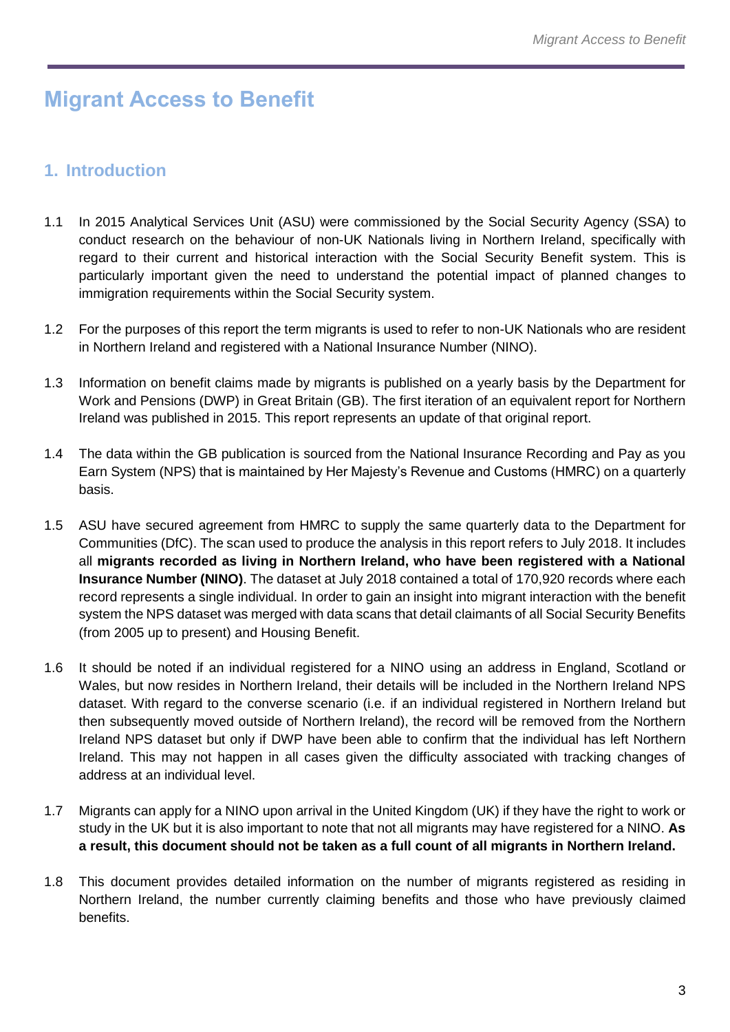# Migrant Access to Benefit

## 1. Introduction

1.1 In 2015 Analytical Services Unit (ASU) were commissioned by the Social Security Agency (SSA) to conduct research on the behaviour of non-UK Nationals living in Northern Ireland, specifically with regard to their current and historical interaction with the Social Security Benefit system. This is particularly important given the need to understand the potential impact of planned changes to immigration requirements within the Social Security system.

1.2 For the purposes of this report the term migrants is used to refer to non-UK Nationals who are resident in Northern Ireland and registered with a National Insurance Number (NINO).

1.3 Information on benefit claims made by migrants is published on a yearly basis by the Department for Work and Pensions (DWP) in Great Britain (GB). The first iteration of an equivalent report for Northern Ireland was published in 2015. This report represents an update of that original report.

1.4 The data within the GB publication is sourced from the National Insurance Recording and Pay as you Earn System (NPS) that is maintained by Her Majesty's Revenue and Customs (HMRC) on a quarterly basis.

1.5 ASU have secured agreement from HMRC to supply the same quarterly data to the Department for Communities (DfC). The scan used to produce the analysis in this report refers to July 2018. It includes all **migrants recorded as living in Northern Ireland, who have been registered with a National Insurance Number (NINO)**. The dataset at July 2018 contained a total of 170,920 records where each record represents a single individual. In order to gain an insight into migrant interaction with the benefit system the NPS dataset was merged with data scans that detail claimants of all Social Security Benefits (from 2005 up to present) and Housing Benefit.

1.6 It should be noted if an individual registered for a NINO using an address in England, Scotland or Wales, but now resides in Northern Ireland, their details will be included in the Northern Ireland NPS dataset. With regard to the converse scenario (i.e. if an individual registered in Northern Ireland but then subsequently moved outside of Northern Ireland), the record will be removed from the Northern Ireland NPS dataset but only if DWP have been able to confirm that the individual has left Northern Ireland. This may not happen in all cases given the difficulty associated with tracking changes of address at an individual level.

1.7 Migrants can apply for a NINO upon arrival in the United Kingdom (UK) if they have the right to work or study in the UK but it is also important to note that not all migrants may have registered for a NINO. **As a result, this document should not be taken as a full count of all migrants in Northern Ireland.**

1.8 This document provides detailed information on the number of migrants registered as residing in Northern Ireland, the number currently claiming benefits and those who have previously claimed benefits.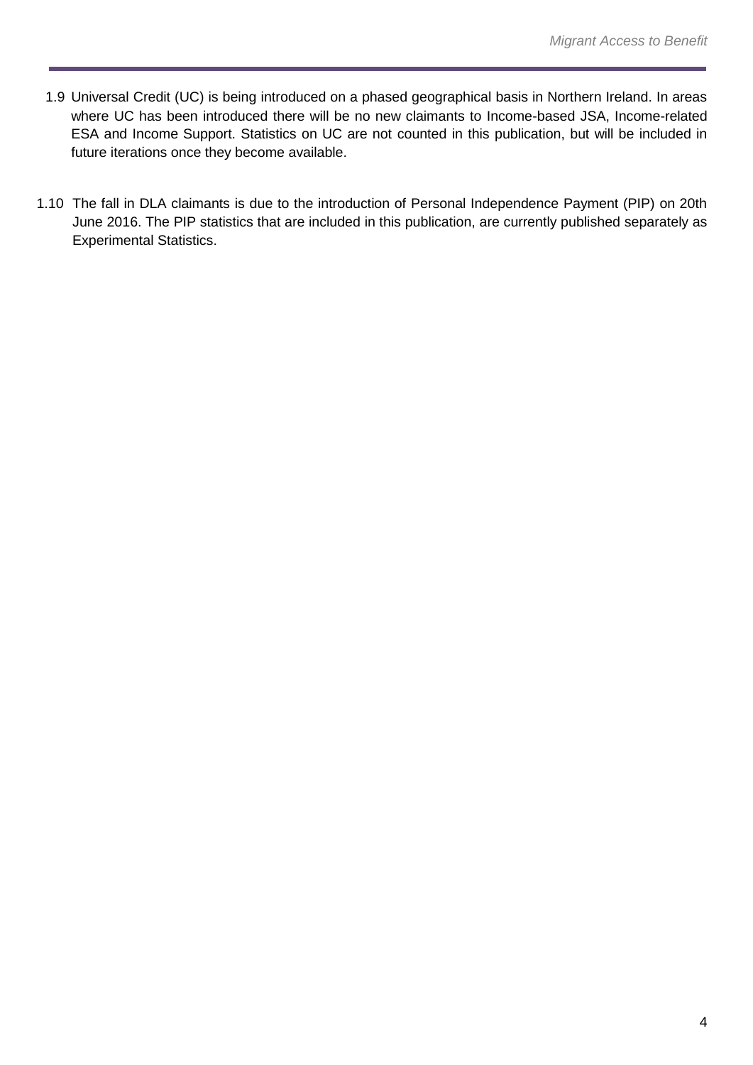1.9 Universal Credit (UC) is being introduced on a phased geographical basis in Northern Ireland. In areas where UC has been introduced there will be no new claimants to Income-based JSA, Income-related ESA and Income Support. Statistics on UC are not counted in this publication, but will be included in future iterations once they become available.

1.10 The fall in DLA claimants is due to the introduction of Personal Independence Payment (PIP) on 20th June 2016. The PIP statistics that are included in this publication, are currently published separately as Experimental Statistics.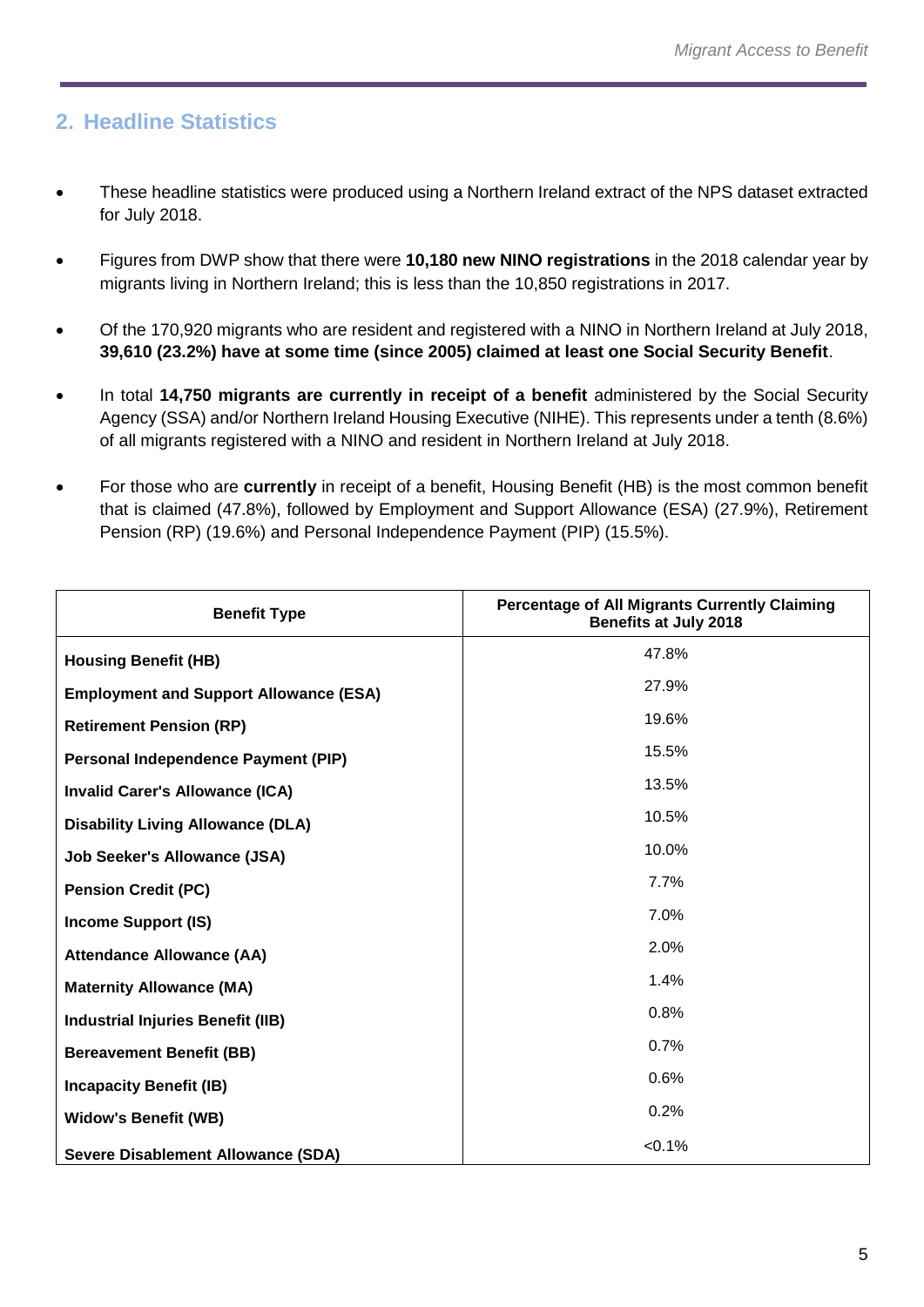## 2. Headline Statistics

- These headline statistics were produced using a Northern Ireland extract of the NPS dataset extracted for July 2018.
- Figures from DWP show that there were **10,180 new NINO registrations** in the 2018 calendar year by migrants living in Northern Ireland; this is less than the 10,850 registrations in 2017.
- Of the 170,920 migrants who are resident and registered with a NINO in Northern Ireland at July 2018, **39,610 (23.2%) have at some time (since 2005) claimed at least one Social Security Benefit**.
- In total **14,750 migrants are currently in receipt of a benefit** administered by the Social Security Agency (SSA) and/or Northern Ireland Housing Executive (NIHE). This represents under a tenth (8.6%) of all migrants registered with a NINO and resident in Northern Ireland at July 2018.
- For those who are **currently** in receipt of a benefit, Housing Benefit (HB) is the most common benefit that is claimed (47.8%), followed by Employment and Support Allowance (ESA) (27.9%), Retirement Pension (RP) (19.6%) and Personal Independence Payment (PIP) (15.5%).

| Benefit Type | Percentage of All Migrants Currently Claiming Benefits at July 2018 |
|---|---|
| **Housing Benefit (HB)** | 47.8% |
| **Employment and Support Allowance (ESA)** | 27.9% |
| **Retirement Pension (RP)** | 19.6% |
| **Personal Independence Payment (PIP)** | 15.5% |
| **Invalid Carer's Allowance (ICA)** | 13.5% |
| **Disability Living Allowance (DLA)** | 10.5% |
| **Job Seeker's Allowance (JSA)** | 10.0% |
| **Pension Credit (PC)** | 7.7% |
| **Income Support (IS)** | 7.0% |
| **Attendance Allowance (AA)** | 2.0% |
| **Maternity Allowance (MA)** | 1.4% |
| **Industrial Injuries Benefit (IIB)** | 0.8% |
| **Bereavement Benefit (BB)** | 0.7% |
| **Incapacity Benefit (IB)** | 0.6% |
| **Widow's Benefit (WB)** | 0.2% |
| **Severe Disablement Allowance (SDA)** | <0.1% |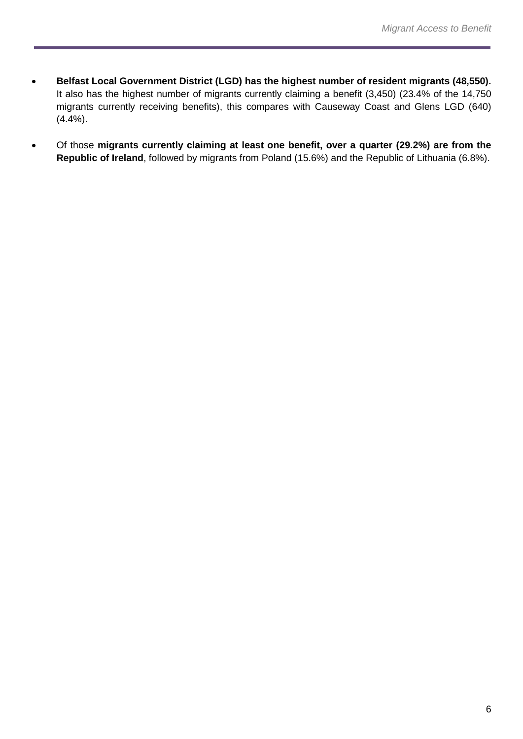- **Belfast Local Government District (LGD) has the highest number of resident migrants (48,550).** It also has the highest number of migrants currently claiming a benefit (3,450) (23.4% of the 14,750 migrants currently receiving benefits), this compares with Causeway Coast and Glens LGD (640) (4.4%).

- Of those **migrants currently claiming at least one benefit, over a quarter (29.2%) are from the Republic of Ireland**, followed by migrants from Poland (15.6%) and the Republic of Lithuania (6.8%).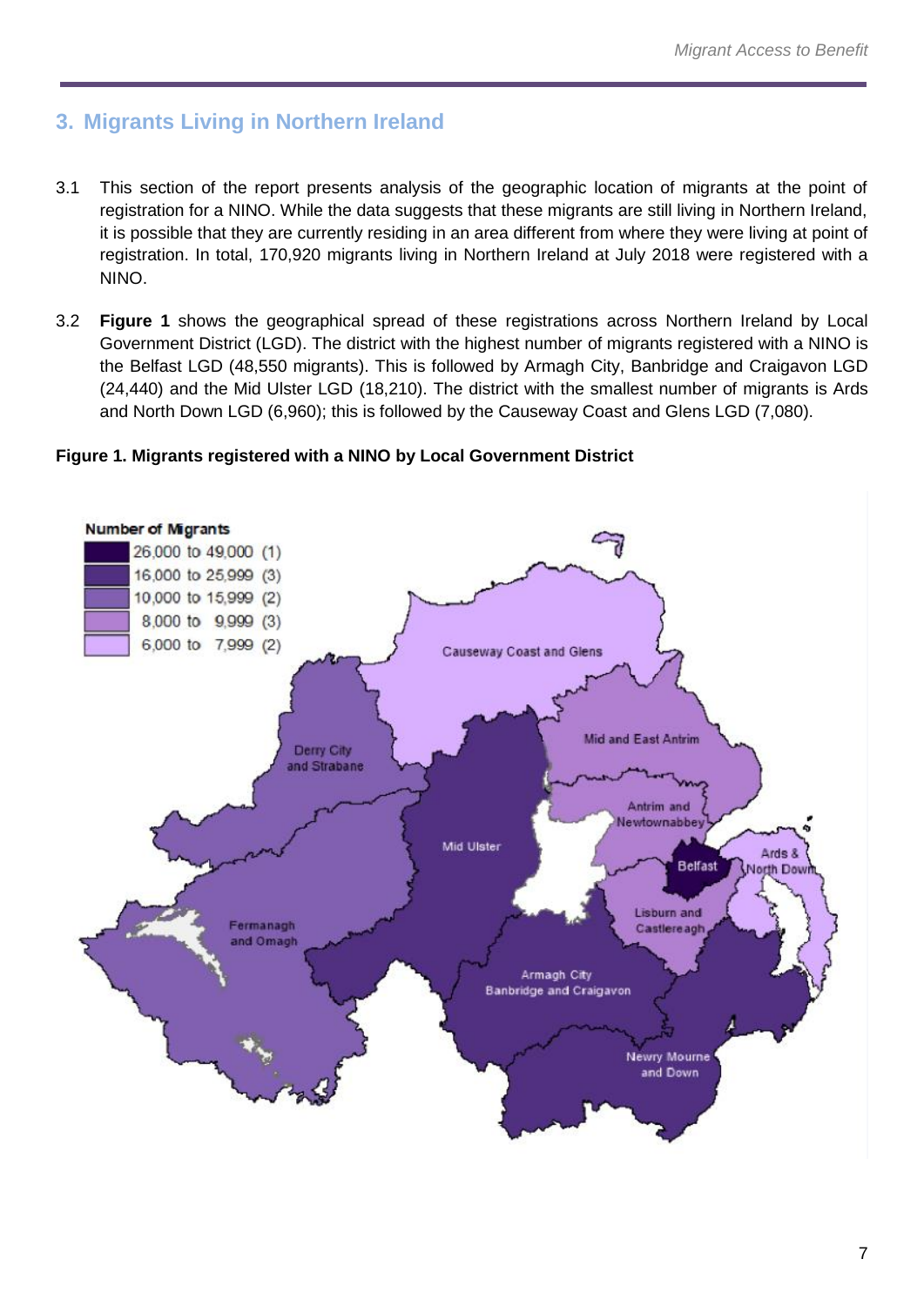## 3. Migrants Living in Northern Ireland

3.1 This section of the report presents analysis of the geographic location of migrants at the point of registration for a NINO. While the data suggests that these migrants are still living in Northern Ireland, it is possible that they are currently residing in an area different from where they were living at point of registration. In total, 170,920 migrants living in Northern Ireland at July 2018 were registered with a NINO.

3.2 **Figure 1** shows the geographical spread of these registrations across Northern Ireland by Local Government District (LGD). The district with the highest number of migrants registered with a NINO is the Belfast LGD (48,550 migrants). This is followed by Armagh City, Banbridge and Craigavon LGD (24,440) and the Mid Ulster LGD (18,210). The district with the smallest number of migrants is Ards and North Down LGD (6,960); this is followed by the Causeway Coast and Glens LGD (7,080).

**Figure 1. Migrants registered with a NINO by Local Government District**

Number of Migrants
- 26,000 to 49,000 (1)
- 16,000 to 25,999 (3)
- 10,000 to 15,999 (2)
- 8,000 to 9,999 (3)
- 6,000 to 7,999 (2)

Causeway Coast and Glens; Derry City and Strabane; Mid and East Antrim; Antrim and Newtownabbey; Mid Ulster; Belfast; Ards & North Down; Fermanagh and Omagh; Lisburn and Castlereagh; Armagh City Banbridge and Craigavon; Newry Mourne and Down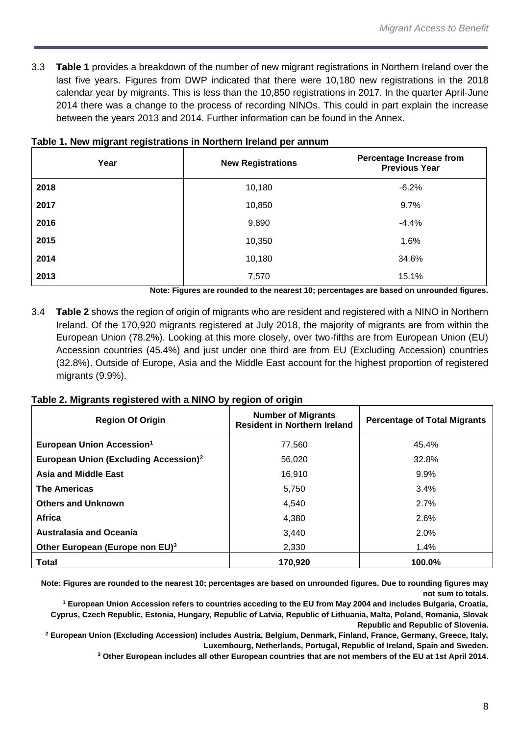3.3 **Table 1** provides a breakdown of the number of new migrant registrations in Northern Ireland over the last five years. Figures from DWP indicated that there were 10,180 new registrations in the 2018 calendar year by migrants. This is less than the 10,850 registrations in 2017. In the quarter April-June 2014 there was a change to the process of recording NINOs. This could in part explain the increase between the years 2013 and 2014. Further information can be found in the Annex.

**Table 1. New migrant registrations in Northern Ireland per annum**

| Year | New Registrations | Percentage Increase from Previous Year |
|---|---|---|
| **2018** | 10,180 | -6.2% |
| **2017** | 10,850 | 9.7% |
| **2016** | 9,890 | -4.4% |
| **2015** | 10,350 | 1.6% |
| **2014** | 10,180 | 34.6% |
| **2013** | 7,570 | 15.1% |

**Note: Figures are rounded to the nearest 10; percentages are based on unrounded figures.**

3.4 **Table 2** shows the region of origin of migrants who are resident and registered with a NINO in Northern Ireland. Of the 170,920 migrants registered at July 2018, the majority of migrants are from within the European Union (78.2%). Looking at this more closely, over two-fifths are from European Union (EU) Accession countries (45.4%) and just under one third are from EU (Excluding Accession) countries (32.8%). Outside of Europe, Asia and the Middle East account for the highest proportion of registered migrants (9.9%).

**Table 2. Migrants registered with a NINO by region of origin**

| Region Of Origin | Number of Migrants Resident in Northern Ireland | Percentage of Total Migrants |
|---|---|---|
| **European Union Accession[1]** | 77,560 | 45.4% |
| **European Union (Excluding Accession)[2]** | 56,020 | 32.8% |
| **Asia and Middle East** | 16,910 | 9.9% |
| **The Americas** | 5,750 | 3.4% |
| **Others and Unknown** | 4,540 | 2.7% |
| **Africa** | 4,380 | 2.6% |
| **Australasia and Oceania** | 3,440 | 2.0% |
| **Other European (Europe non EU)[3]** | 2,330 | 1.4% |
| **Total** | **170,920** | **100.0%** |

**Note: Figures are rounded to the nearest 10; percentages are based on unrounded figures. Due to rounding figures may not sum to totals.**

**[1] European Union Accession refers to countries acceding to the EU from May 2004 and includes Bulgaria, Croatia, Cyprus, Czech Republic, Estonia, Hungary, Republic of Latvia, Republic of Lithuania, Malta, Poland, Romania, Slovak Republic and Republic of Slovenia.**

**[2] European Union (Excluding Accession) includes Austria, Belgium, Denmark, Finland, France, Germany, Greece, Italy, Luxembourg, Netherlands, Portugal, Republic of Ireland, Spain and Sweden.**

**[3] Other European includes all other European countries that are not members of the EU at 1st April 2014.**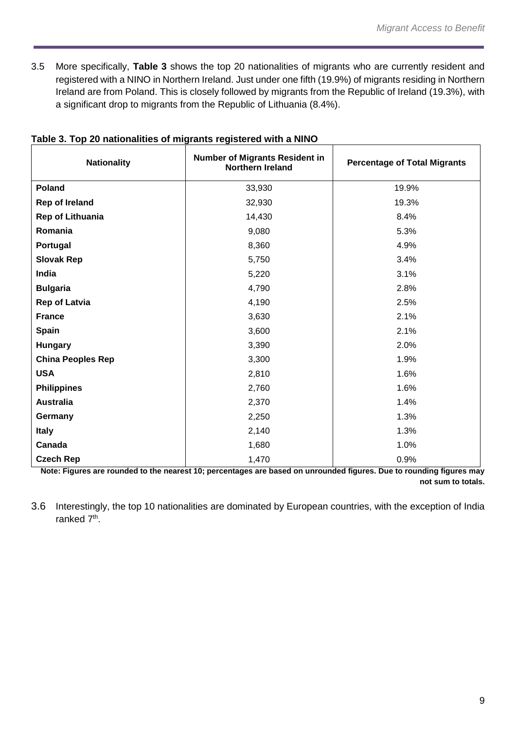3.5 More specifically, **Table 3** shows the top 20 nationalities of migrants who are currently resident and registered with a NINO in Northern Ireland. Just under one fifth (19.9%) of migrants residing in Northern Ireland are from Poland. This is closely followed by migrants from the Republic of Ireland (19.3%), with a significant drop to migrants from the Republic of Lithuania (8.4%).

**Table 3. Top 20 nationalities of migrants registered with a NINO**

| Nationality | Number of Migrants Resident in Northern Ireland | Percentage of Total Migrants |
|---|---|---|
| **Poland** | 33,930 | 19.9% |
| **Rep of Ireland** | 32,930 | 19.3% |
| **Rep of Lithuania** | 14,430 | 8.4% |
| **Romania** | 9,080 | 5.3% |
| **Portugal** | 8,360 | 4.9% |
| **Slovak Rep** | 5,750 | 3.4% |
| **India** | 5,220 | 3.1% |
| **Bulgaria** | 4,790 | 2.8% |
| **Rep of Latvia** | 4,190 | 2.5% |
| **France** | 3,630 | 2.1% |
| **Spain** | 3,600 | 2.1% |
| **Hungary** | 3,390 | 2.0% |
| **China Peoples Rep** | 3,300 | 1.9% |
| **USA** | 2,810 | 1.6% |
| **Philippines** | 2,760 | 1.6% |
| **Australia** | 2,370 | 1.4% |
| **Germany** | 2,250 | 1.3% |
| **Italy** | 2,140 | 1.3% |
| **Canada** | 1,680 | 1.0% |
| **Czech Rep** | 1,470 | 0.9% |

**Note: Figures are rounded to the nearest 10; percentages are based on unrounded figures. Due to rounding figures may not sum to totals.**

3.6 Interestingly, the top 10 nationalities are dominated by European countries, with the exception of India ranked 7th.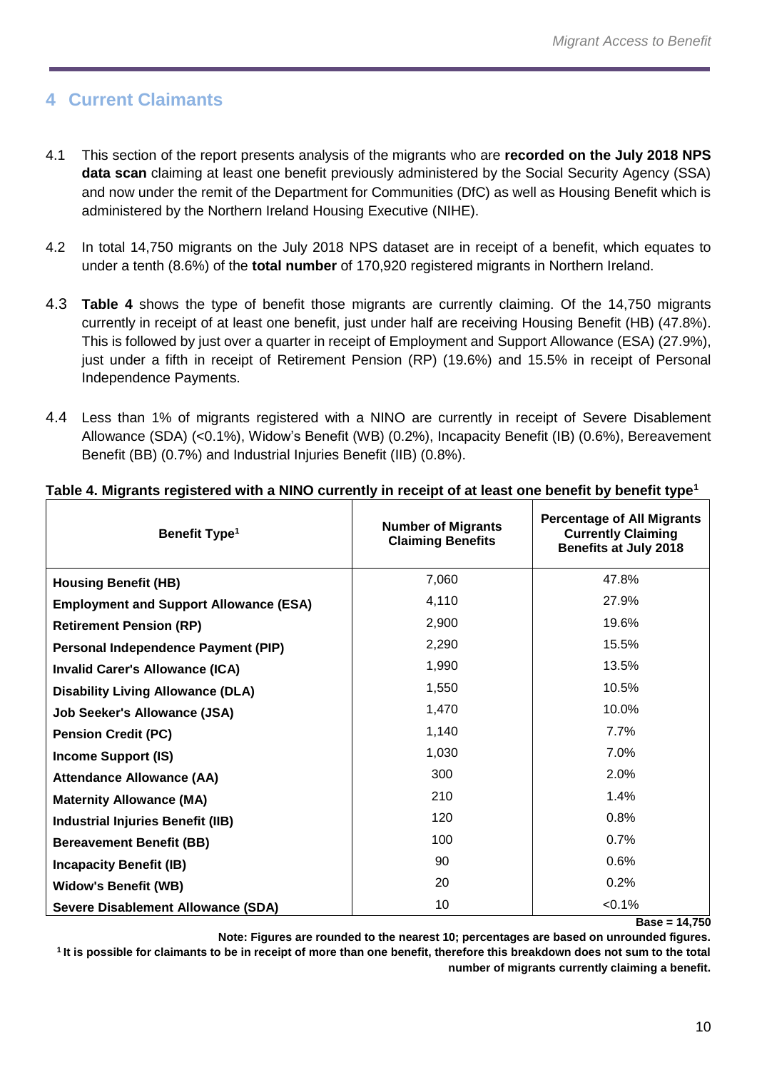## 4 Current Claimants

4.1 This section of the report presents analysis of the migrants who are **recorded on the July 2018 NPS data scan** claiming at least one benefit previously administered by the Social Security Agency (SSA) and now under the remit of the Department for Communities (DfC) as well as Housing Benefit which is administered by the Northern Ireland Housing Executive (NIHE).

4.2 In total 14,750 migrants on the July 2018 NPS dataset are in receipt of a benefit, which equates to under a tenth (8.6%) of the **total number** of 170,920 registered migrants in Northern Ireland.

4.3 **Table 4** shows the type of benefit those migrants are currently claiming. Of the 14,750 migrants currently in receipt of at least one benefit, just under half are receiving Housing Benefit (HB) (47.8%). This is followed by just over a quarter in receipt of Employment and Support Allowance (ESA) (27.9%), just under a fifth in receipt of Retirement Pension (RP) (19.6%) and 15.5% in receipt of Personal Independence Payments.

4.4 Less than 1% of migrants registered with a NINO are currently in receipt of Severe Disablement Allowance (SDA) (<0.1%), Widow's Benefit (WB) (0.2%), Incapacity Benefit (IB) (0.6%), Bereavement Benefit (BB) (0.7%) and Industrial Injuries Benefit (IIB) (0.8%).

**Table 4. Migrants registered with a NINO currently in receipt of at least one benefit by benefit type[1]**

| Benefit Type[1] | Number of Migrants Claiming Benefits | Percentage of All Migrants Currently Claiming Benefits at July 2018 |
|---|---|---|
| **Housing Benefit (HB)** | 7,060 | 47.8% |
| **Employment and Support Allowance (ESA)** | 4,110 | 27.9% |
| **Retirement Pension (RP)** | 2,900 | 19.6% |
| **Personal Independence Payment (PIP)** | 2,290 | 15.5% |
| **Invalid Carer's Allowance (ICA)** | 1,990 | 13.5% |
| **Disability Living Allowance (DLA)** | 1,550 | 10.5% |
| **Job Seeker's Allowance (JSA)** | 1,470 | 10.0% |
| **Pension Credit (PC)** | 1,140 | 7.7% |
| **Income Support (IS)** | 1,030 | 7.0% |
| **Attendance Allowance (AA)** | 300 | 2.0% |
| **Maternity Allowance (MA)** | 210 | 1.4% |
| **Industrial Injuries Benefit (IIB)** | 120 | 0.8% |
| **Bereavement Benefit (BB)** | 100 | 0.7% |
| **Incapacity Benefit (IB)** | 90 | 0.6% |
| **Widow's Benefit (WB)** | 20 | 0.2% |
| **Severe Disablement Allowance (SDA)** | 10 | <0.1% |

**Base = 14,750**

**Note: Figures are rounded to the nearest 10; percentages are based on unrounded figures.**

**[1] It is possible for claimants to be in receipt of more than one benefit, therefore this breakdown does not sum to the total number of migrants currently claiming a benefit.**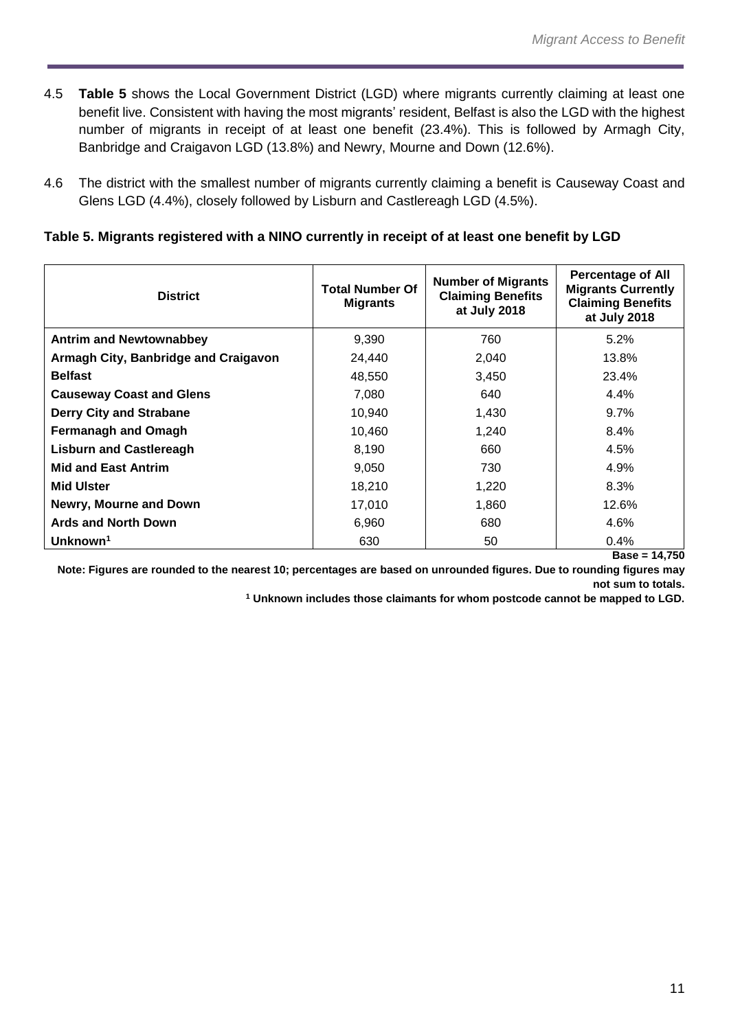4.5 **Table 5** shows the Local Government District (LGD) where migrants currently claiming at least one benefit live. Consistent with having the most migrants' resident, Belfast is also the LGD with the highest number of migrants in receipt of at least one benefit (23.4%). This is followed by Armagh City, Banbridge and Craigavon LGD (13.8%) and Newry, Mourne and Down (12.6%).

4.6 The district with the smallest number of migrants currently claiming a benefit is Causeway Coast and Glens LGD (4.4%), closely followed by Lisburn and Castlereagh LGD (4.5%).

**Table 5. Migrants registered with a NINO currently in receipt of at least one benefit by LGD**

| District | Total Number Of Migrants | Number of Migrants Claiming Benefits at July 2018 | Percentage of All Migrants Currently Claiming Benefits at July 2018 |
|---|---|---|---|
| **Antrim and Newtownabbey** | 9,390 | 760 | 5.2% |
| **Armagh City, Banbridge and Craigavon** | 24,440 | 2,040 | 13.8% |
| **Belfast** | 48,550 | 3,450 | 23.4% |
| **Causeway Coast and Glens** | 7,080 | 640 | 4.4% |
| **Derry City and Strabane** | 10,940 | 1,430 | 9.7% |
| **Fermanagh and Omagh** | 10,460 | 1,240 | 8.4% |
| **Lisburn and Castlereagh** | 8,190 | 660 | 4.5% |
| **Mid and East Antrim** | 9,050 | 730 | 4.9% |
| **Mid Ulster** | 18,210 | 1,220 | 8.3% |
| **Newry, Mourne and Down** | 17,010 | 1,860 | 12.6% |
| **Ards and North Down** | 6,960 | 680 | 4.6% |
| **Unknown**[1] | 630 | 50 | 0.4% |

**Base = 14,750**

**Note: Figures are rounded to the nearest 10; percentages are based on unrounded figures. Due to rounding figures may not sum to totals.**

**[1] Unknown includes those claimants for whom postcode cannot be mapped to LGD.**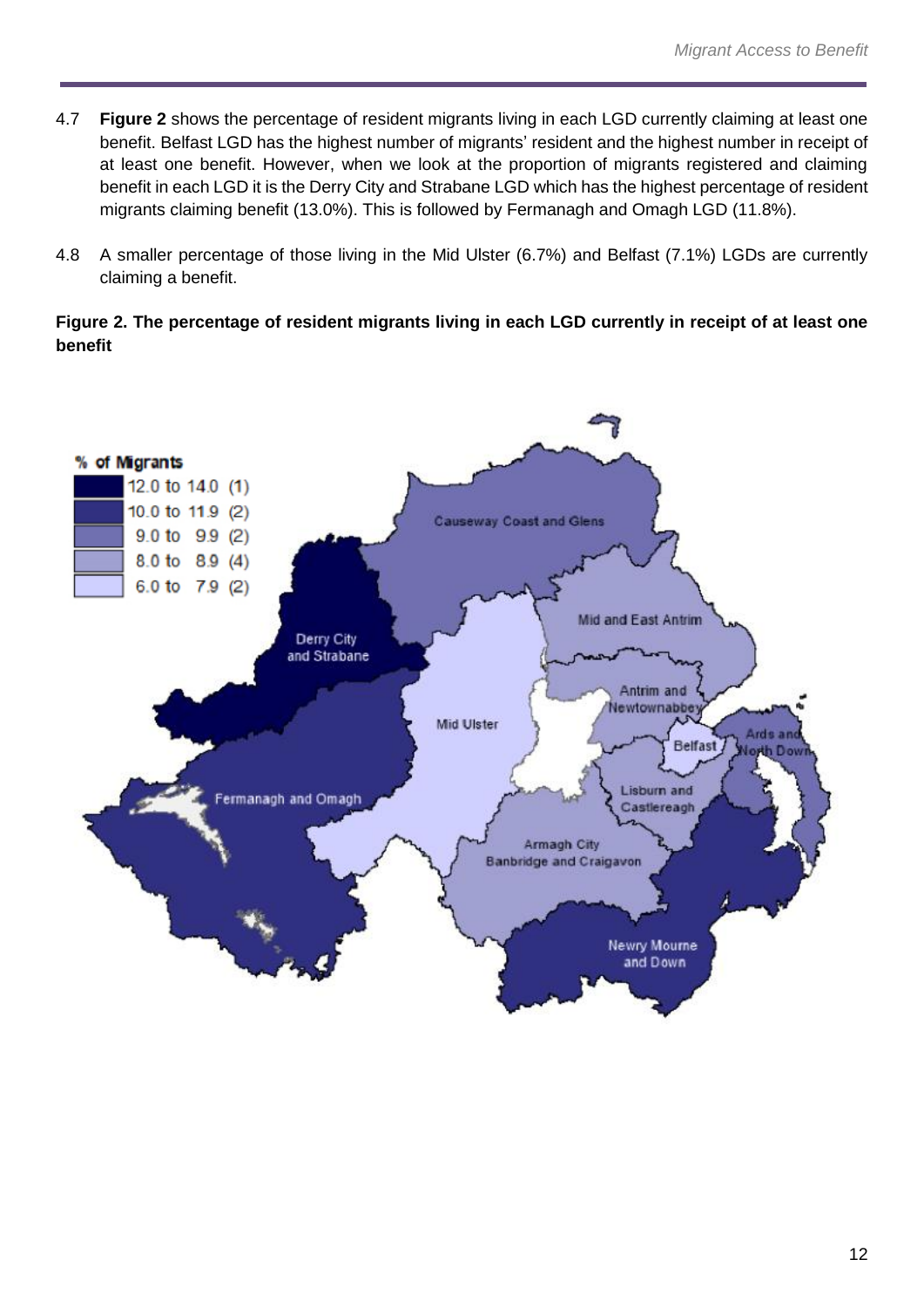4.7 **Figure 2** shows the percentage of resident migrants living in each LGD currently claiming at least one benefit. Belfast LGD has the highest number of migrants' resident and the highest number in receipt of at least one benefit. However, when we look at the proportion of migrants registered and claiming benefit in each LGD it is the Derry City and Strabane LGD which has the highest percentage of resident migrants claiming benefit (13.0%). This is followed by Fermanagh and Omagh LGD (11.8%).

4.8 A smaller percentage of those living in the Mid Ulster (6.7%) and Belfast (7.1%) LGDs are currently claiming a benefit.

**Figure 2. The percentage of resident migrants living in each LGD currently in receipt of at least one benefit**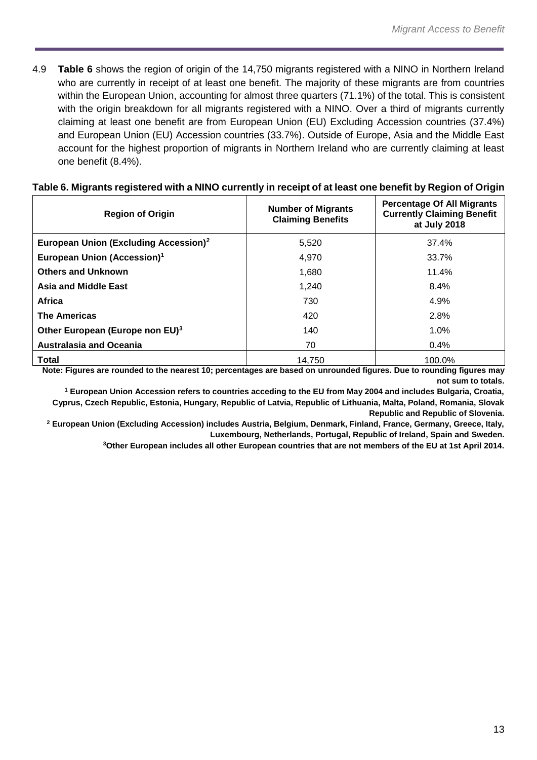4.9 **Table 6** shows the region of origin of the 14,750 migrants registered with a NINO in Northern Ireland who are currently in receipt of at least one benefit. The majority of these migrants are from countries within the European Union, accounting for almost three quarters (71.1%) of the total. This is consistent with the origin breakdown for all migrants registered with a NINO. Over a third of migrants currently claiming at least one benefit are from European Union (EU) Excluding Accession countries (37.4%) and European Union (EU) Accession countries (33.7%). Outside of Europe, Asia and the Middle East account for the highest proportion of migrants in Northern Ireland who are currently claiming at least one benefit (8.4%).

**Table 6. Migrants registered with a NINO currently in receipt of at least one benefit by Region of Origin**

| Region of Origin | Number of Migrants Claiming Benefits | Percentage Of All Migrants Currently Claiming Benefit at July 2018 |
|---|---|---|
| **European Union (Excluding Accession)[2]** | 5,520 | 37.4% |
| **European Union (Accession)[1]** | 4,970 | 33.7% |
| **Others and Unknown** | 1,680 | 11.4% |
| **Asia and Middle East** | 1,240 | 8.4% |
| **Africa** | 730 | 4.9% |
| **The Americas** | 420 | 2.8% |
| **Other European (Europe non EU)[3]** | 140 | 1.0% |
| **Australasia and Oceania** | 70 | 0.4% |
| **Total** | 14,750 | 100.0% |

**Note: Figures are rounded to the nearest 10; percentages are based on unrounded figures. Due to rounding figures may not sum to totals.**

**[1] European Union Accession refers to countries acceding to the EU from May 2004 and includes Bulgaria, Croatia, Cyprus, Czech Republic, Estonia, Hungary, Republic of Latvia, Republic of Lithuania, Malta, Poland, Romania, Slovak Republic and Republic of Slovenia.**

**[2] European Union (Excluding Accession) includes Austria, Belgium, Denmark, Finland, France, Germany, Greece, Italy, Luxembourg, Netherlands, Portugal, Republic of Ireland, Spain and Sweden.**

**[3] Other European includes all other European countries that are not members of the EU at 1st April 2014.**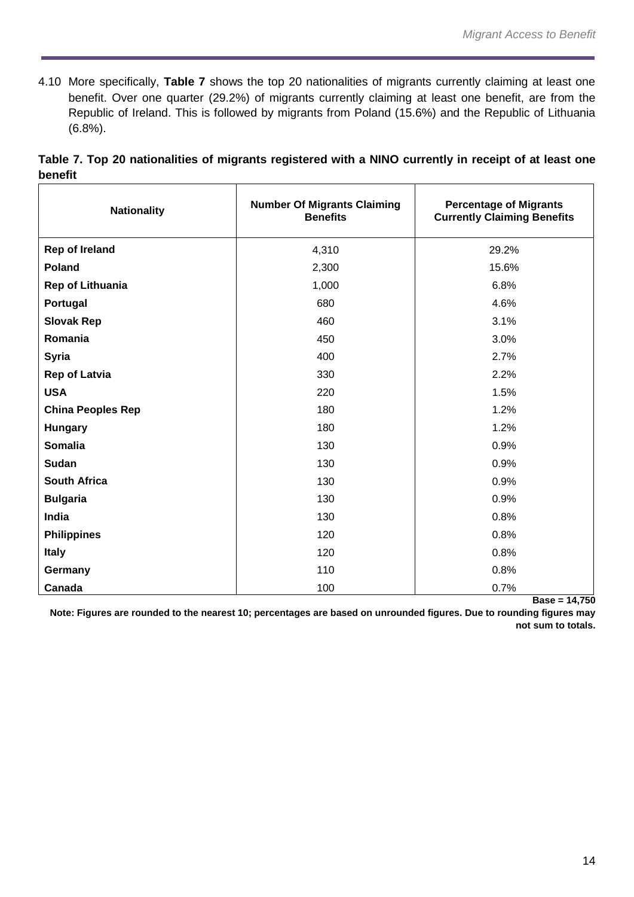4.10 More specifically, **Table 7** shows the top 20 nationalities of migrants currently claiming at least one benefit. Over one quarter (29.2%) of migrants currently claiming at least one benefit, are from the Republic of Ireland. This is followed by migrants from Poland (15.6%) and the Republic of Lithuania (6.8%).

**Table 7. Top 20 nationalities of migrants registered with a NINO currently in receipt of at least one benefit**

| Nationality | Number Of Migrants Claiming Benefits | Percentage of Migrants Currently Claiming Benefits |
|---|---|---|
| **Rep of Ireland** | 4,310 | 29.2% |
| **Poland** | 2,300 | 15.6% |
| **Rep of Lithuania** | 1,000 | 6.8% |
| **Portugal** | 680 | 4.6% |
| **Slovak Rep** | 460 | 3.1% |
| **Romania** | 450 | 3.0% |
| **Syria** | 400 | 2.7% |
| **Rep of Latvia** | 330 | 2.2% |
| **USA** | 220 | 1.5% |
| **China Peoples Rep** | 180 | 1.2% |
| **Hungary** | 180 | 1.2% |
| **Somalia** | 130 | 0.9% |
| **Sudan** | 130 | 0.9% |
| **South Africa** | 130 | 0.9% |
| **Bulgaria** | 130 | 0.9% |
| **India** | 130 | 0.8% |
| **Philippines** | 120 | 0.8% |
| **Italy** | 120 | 0.8% |
| **Germany** | 110 | 0.8% |
| **Canada** | 100 | 0.7% |

**Base = 14,750**

**Note: Figures are rounded to the nearest 10; percentages are based on unrounded figures. Due to rounding figures may not sum to totals.**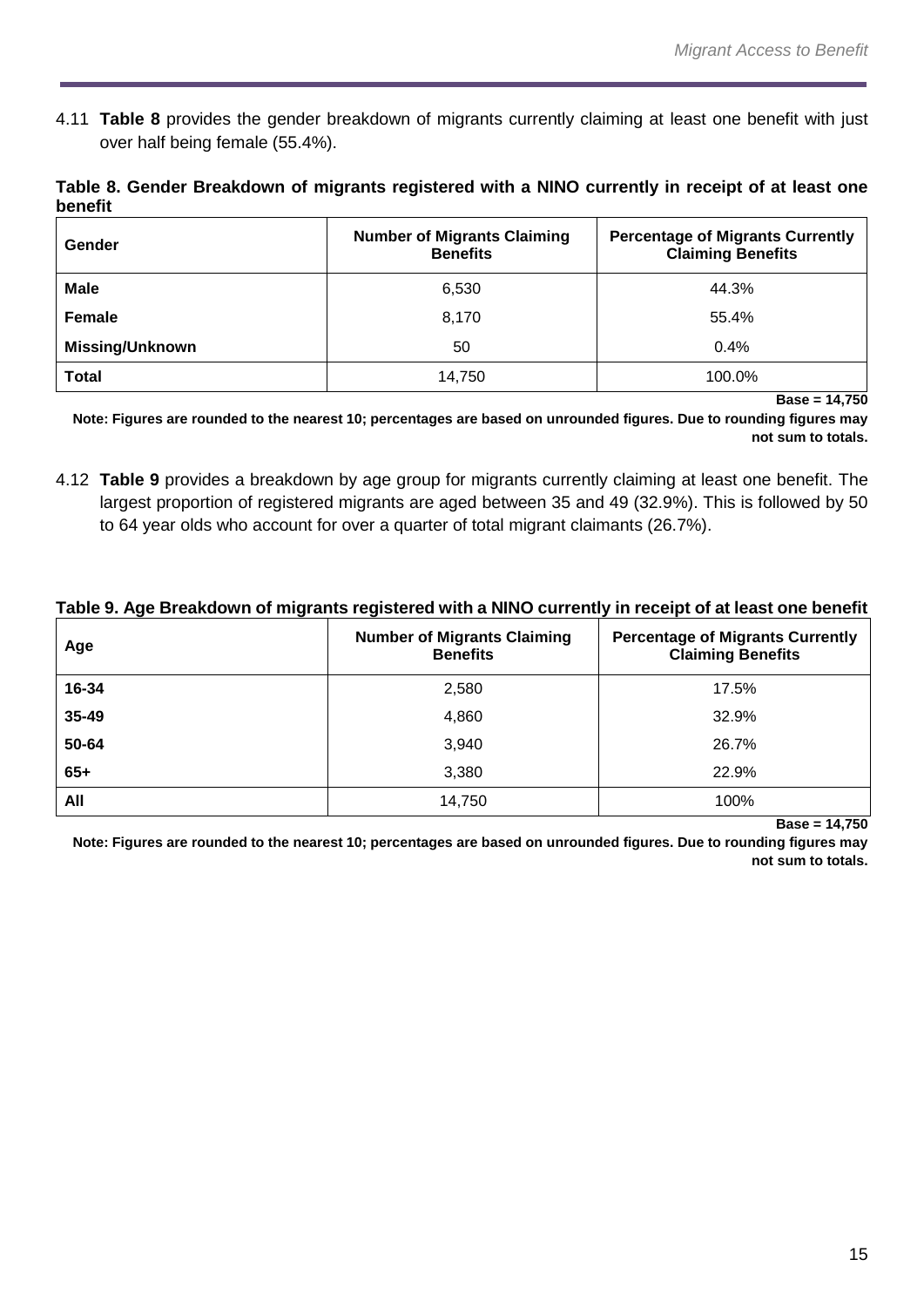4.11 **Table 8** provides the gender breakdown of migrants currently claiming at least one benefit with just over half being female (55.4%).

**Table 8. Gender Breakdown of migrants registered with a NINO currently in receipt of at least one benefit**

| Gender | Number of Migrants Claiming Benefits | Percentage of Migrants Currently Claiming Benefits |
|---|---|---|
| **Male** | 6,530 | 44.3% |
| **Female** | 8,170 | 55.4% |
| **Missing/Unknown** | 50 | 0.4% |
| **Total** | 14,750 | 100.0% |

**Base = 14,750**

**Note: Figures are rounded to the nearest 10; percentages are based on unrounded figures. Due to rounding figures may not sum to totals.**

4.12 **Table 9** provides a breakdown by age group for migrants currently claiming at least one benefit. The largest proportion of registered migrants are aged between 35 and 49 (32.9%). This is followed by 50 to 64 year olds who account for over a quarter of total migrant claimants (26.7%).

**Table 9. Age Breakdown of migrants registered with a NINO currently in receipt of at least one benefit**

| Age | Number of Migrants Claiming Benefits | Percentage of Migrants Currently Claiming Benefits |
|---|---|---|
| **16-34** | 2,580 | 17.5% |
| **35-49** | 4,860 | 32.9% |
| **50-64** | 3,940 | 26.7% |
| **65+** | 3,380 | 22.9% |
| **All** | 14,750 | 100% |

**Base = 14,750**

**Note: Figures are rounded to the nearest 10; percentages are based on unrounded figures. Due to rounding figures may not sum to totals.**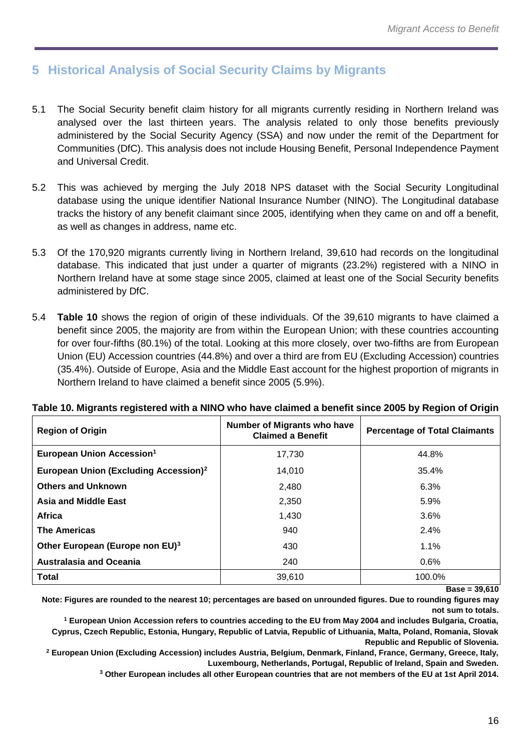## 5 Historical Analysis of Social Security Claims by Migrants

5.1 The Social Security benefit claim history for all migrants currently residing in Northern Ireland was analysed over the last thirteen years. The analysis related to only those benefits previously administered by the Social Security Agency (SSA) and now under the remit of the Department for Communities (DfC). This analysis does not include Housing Benefit, Personal Independence Payment and Universal Credit.

5.2 This was achieved by merging the July 2018 NPS dataset with the Social Security Longitudinal database using the unique identifier National Insurance Number (NINO). The Longitudinal database tracks the history of any benefit claimant since 2005, identifying when they came on and off a benefit, as well as changes in address, name etc.

5.3 Of the 170,920 migrants currently living in Northern Ireland, 39,610 had records on the longitudinal database. This indicated that just under a quarter of migrants (23.2%) registered with a NINO in Northern Ireland have at some stage since 2005, claimed at least one of the Social Security benefits administered by DfC.

5.4 **Table 10** shows the region of origin of these individuals. Of the 39,610 migrants to have claimed a benefit since 2005, the majority are from within the European Union; with these countries accounting for over four-fifths (80.1%) of the total. Looking at this more closely, over two-fifths are from European Union (EU) Accession countries (44.8%) and over a third are from EU (Excluding Accession) countries (35.4%). Outside of Europe, Asia and the Middle East account for the highest proportion of migrants in Northern Ireland to have claimed a benefit since 2005 (5.9%).

**Table 10. Migrants registered with a NINO who have claimed a benefit since 2005 by Region of Origin**

| Region of Origin | Number of Migrants who have Claimed a Benefit | Percentage of Total Claimants |
|---|---|---|
| **European Union Accession[1]** | 17,730 | 44.8% |
| **European Union (Excluding Accession)[2]** | 14,010 | 35.4% |
| **Others and Unknown** | 2,480 | 6.3% |
| **Asia and Middle East** | 2,350 | 5.9% |
| **Africa** | 1,430 | 3.6% |
| **The Americas** | 940 | 2.4% |
| **Other European (Europe non EU)[3]** | 430 | 1.1% |
| **Australasia and Oceania** | 240 | 0.6% |
| **Total** | 39,610 | 100.0% |

**Base = 39,610**

**Note: Figures are rounded to the nearest 10; percentages are based on unrounded figures. Due to rounding figures may not sum to totals.**

**[1] European Union Accession refers to countries acceding to the EU from May 2004 and includes Bulgaria, Croatia, Cyprus, Czech Republic, Estonia, Hungary, Republic of Latvia, Republic of Lithuania, Malta, Poland, Romania, Slovak Republic and Republic of Slovenia.**

**[2] European Union (Excluding Accession) includes Austria, Belgium, Denmark, Finland, France, Germany, Greece, Italy, Luxembourg, Netherlands, Portugal, Republic of Ireland, Spain and Sweden.**

**[3] Other European includes all other European countries that are not members of the EU at 1st April 2014.**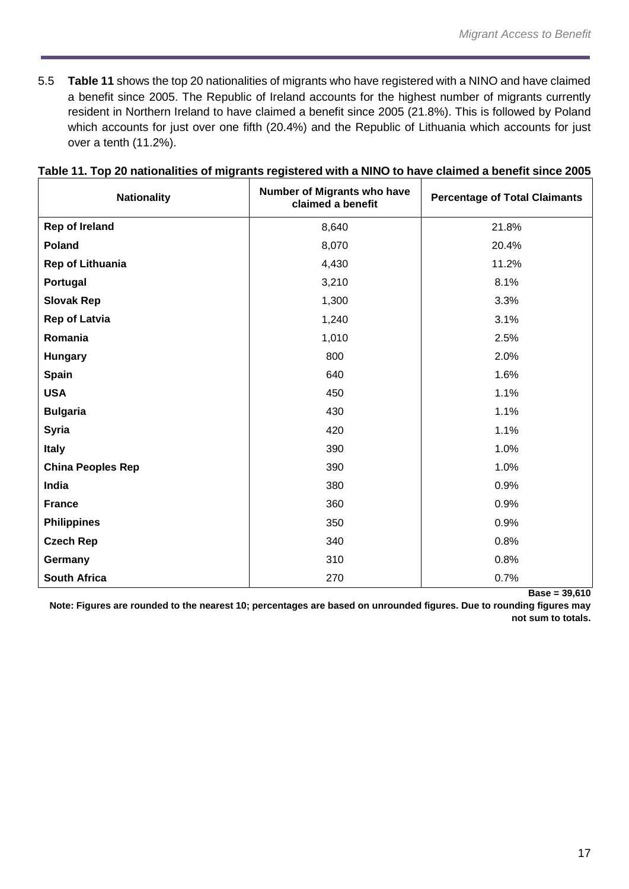5.5 **Table 11** shows the top 20 nationalities of migrants who have registered with a NINO and have claimed a benefit since 2005. The Republic of Ireland accounts for the highest number of migrants currently resident in Northern Ireland to have claimed a benefit since 2005 (21.8%). This is followed by Poland which accounts for just over one fifth (20.4%) and the Republic of Lithuania which accounts for just over a tenth (11.2%).

**Table 11. Top 20 nationalities of migrants registered with a NINO to have claimed a benefit since 2005**

| Nationality | Number of Migrants who have claimed a benefit | Percentage of Total Claimants |
|---|---|---|
| **Rep of Ireland** | 8,640 | 21.8% |
| **Poland** | 8,070 | 20.4% |
| **Rep of Lithuania** | 4,430 | 11.2% |
| **Portugal** | 3,210 | 8.1% |
| **Slovak Rep** | 1,300 | 3.3% |
| **Rep of Latvia** | 1,240 | 3.1% |
| **Romania** | 1,010 | 2.5% |
| **Hungary** | 800 | 2.0% |
| **Spain** | 640 | 1.6% |
| **USA** | 450 | 1.1% |
| **Bulgaria** | 430 | 1.1% |
| **Syria** | 420 | 1.1% |
| **Italy** | 390 | 1.0% |
| **China Peoples Rep** | 390 | 1.0% |
| **India** | 380 | 0.9% |
| **France** | 360 | 0.9% |
| **Philippines** | 350 | 0.9% |
| **Czech Rep** | 340 | 0.8% |
| **Germany** | 310 | 0.8% |
| **South Africa** | 270 | 0.7% |

**Base = 39,610**

**Note: Figures are rounded to the nearest 10; percentages are based on unrounded figures. Due to rounding figures may not sum to totals.**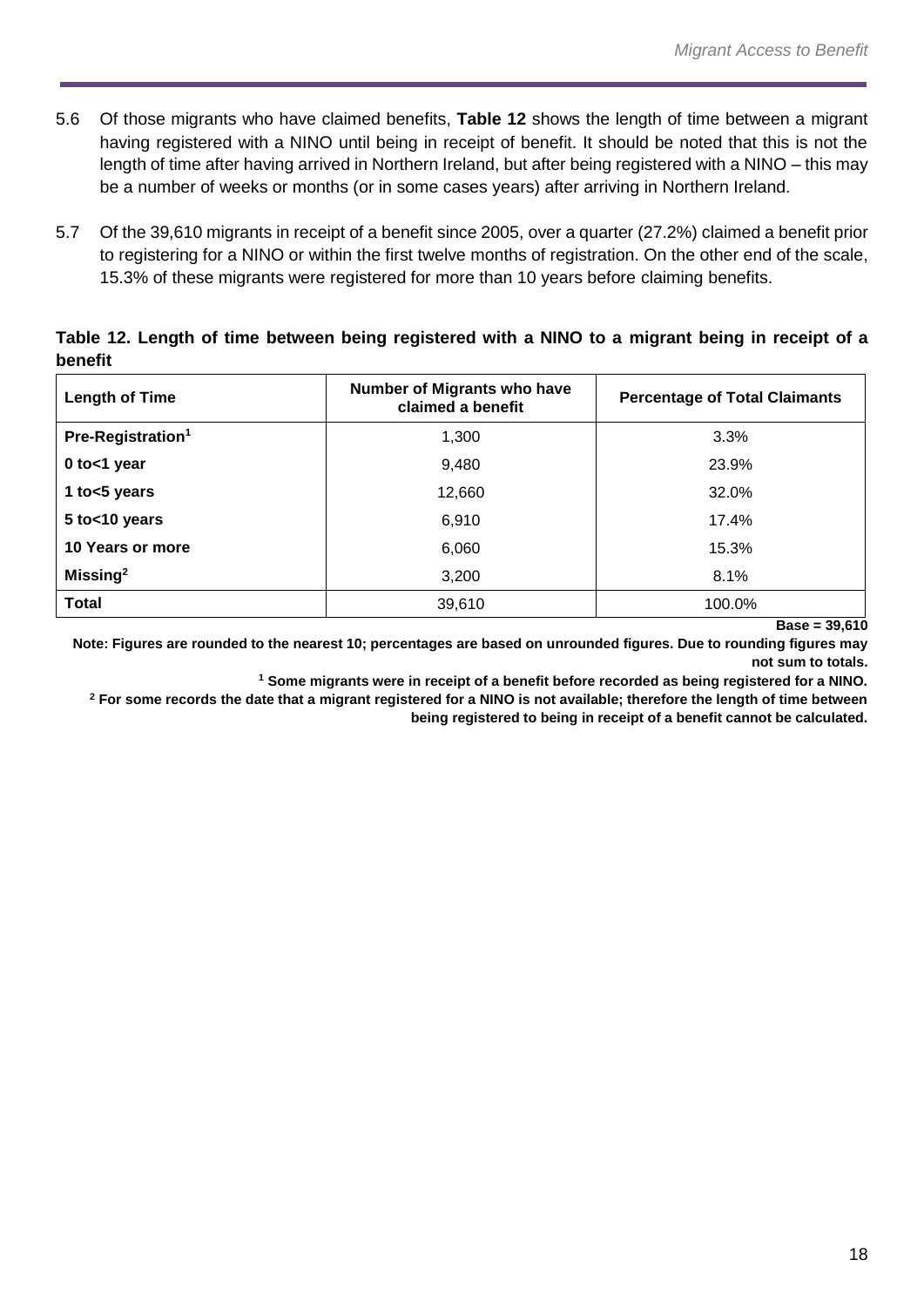5.6 Of those migrants who have claimed benefits, **Table 12** shows the length of time between a migrant having registered with a NINO until being in receipt of benefit. It should be noted that this is not the length of time after having arrived in Northern Ireland, but after being registered with a NINO – this may be a number of weeks or months (or in some cases years) after arriving in Northern Ireland.

5.7 Of the 39,610 migrants in receipt of a benefit since 2005, over a quarter (27.2%) claimed a benefit prior to registering for a NINO or within the first twelve months of registration. On the other end of the scale, 15.3% of these migrants were registered for more than 10 years before claiming benefits.

**Table 12. Length of time between being registered with a NINO to a migrant being in receipt of a benefit**

| Length of Time | Number of Migrants who have claimed a benefit | Percentage of Total Claimants |
|---|---|---|
| **Pre-Registration[1]** | 1,300 | 3.3% |
| **0 to<1 year** | 9,480 | 23.9% |
| **1 to<5 years** | 12,660 | 32.0% |
| **5 to<10 years** | 6,910 | 17.4% |
| **10 Years or more** | 6,060 | 15.3% |
| **Missing[2]** | 3,200 | 8.1% |
| **Total** | 39,610 | 100.0% |

**Base = 39,610**

**Note: Figures are rounded to the nearest 10; percentages are based on unrounded figures. Due to rounding figures may not sum to totals.**

**[1] Some migrants were in receipt of a benefit before recorded as being registered for a NINO.**

**[2] For some records the date that a migrant registered for a NINO is not available; therefore the length of time between being registered to being in receipt of a benefit cannot be calculated.**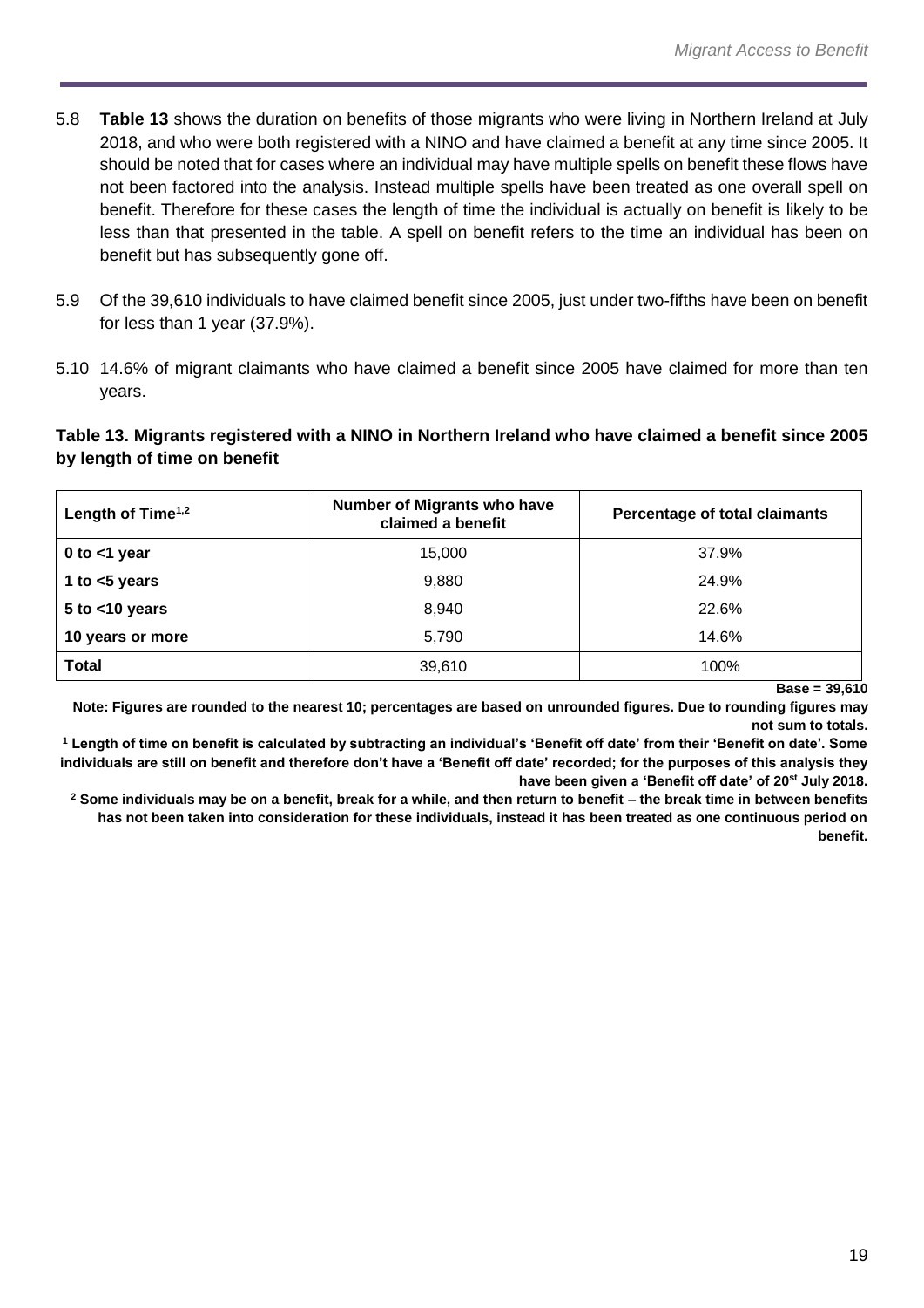5.8 **Table 13** shows the duration on benefits of those migrants who were living in Northern Ireland at July 2018, and who were both registered with a NINO and have claimed a benefit at any time since 2005. It should be noted that for cases where an individual may have multiple spells on benefit these flows have not been factored into the analysis. Instead multiple spells have been treated as one overall spell on benefit. Therefore for these cases the length of time the individual is actually on benefit is likely to be less than that presented in the table. A spell on benefit refers to the time an individual has been on benefit but has subsequently gone off.

5.9 Of the 39,610 individuals to have claimed benefit since 2005, just under two-fifths have been on benefit for less than 1 year (37.9%).

5.10 14.6% of migrant claimants who have claimed a benefit since 2005 have claimed for more than ten years.

**Table 13. Migrants registered with a NINO in Northern Ireland who have claimed a benefit since 2005 by length of time on benefit**

| Length of Time[1,2] | Number of Migrants who have claimed a benefit | Percentage of total claimants |
|---|---|---|
| **0 to <1 year** | 15,000 | 37.9% |
| **1 to <5 years** | 9,880 | 24.9% |
| **5 to <10 years** | 8,940 | 22.6% |
| **10 years or more** | 5,790 | 14.6% |
| **Total** | 39,610 | 100% |

**Base = 39,610**

**Note: Figures are rounded to the nearest 10; percentages are based on unrounded figures. Due to rounding figures may not sum to totals.**

**[1] Length of time on benefit is calculated by subtracting an individual's 'Benefit off date' from their 'Benefit on date'. Some individuals are still on benefit and therefore don't have a 'Benefit off date' recorded; for the purposes of this analysis they have been given a 'Benefit off date' of 20st July 2018.**

**[2] Some individuals may be on a benefit, break for a while, and then return to benefit – the break time in between benefits has not been taken into consideration for these individuals, instead it has been treated as one continuous period on benefit.**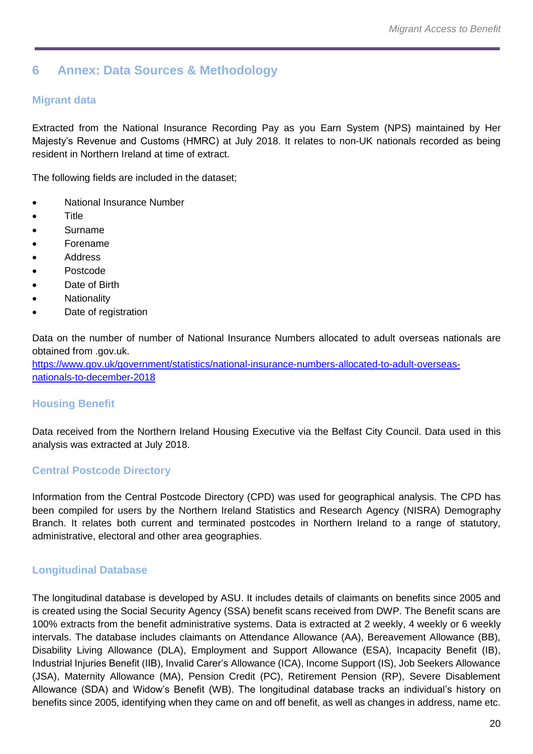## 6 Annex: Data Sources & Methodology

### Migrant data

Extracted from the National Insurance Recording Pay as you Earn System (NPS) maintained by Her Majesty's Revenue and Customs (HMRC) at July 2018. It relates to non-UK nationals recorded as being resident in Northern Ireland at time of extract.

The following fields are included in the dataset;

- National Insurance Number
- Title
- Surname
- Forename
- Address
- Postcode
- Date of Birth
- Nationality
- Date of registration

Data on the number of number of National Insurance Numbers allocated to adult overseas nationals are obtained from .gov.uk.
https://www.gov.uk/government/statistics/national-insurance-numbers-allocated-to-adult-overseas-nationals-to-december-2018

### Housing Benefit

Data received from the Northern Ireland Housing Executive via the Belfast City Council. Data used in this analysis was extracted at July 2018.

### Central Postcode Directory

Information from the Central Postcode Directory (CPD) was used for geographical analysis. The CPD has been compiled for users by the Northern Ireland Statistics and Research Agency (NISRA) Demography Branch. It relates both current and terminated postcodes in Northern Ireland to a range of statutory, administrative, electoral and other area geographies.

### Longitudinal Database

The longitudinal database is developed by ASU. It includes details of claimants on benefits since 2005 and is created using the Social Security Agency (SSA) benefit scans received from DWP. The Benefit scans are 100% extracts from the benefit administrative systems. Data is extracted at 2 weekly, 4 weekly or 6 weekly intervals. The database includes claimants on Attendance Allowance (AA), Bereavement Allowance (BB), Disability Living Allowance (DLA), Employment and Support Allowance (ESA), Incapacity Benefit (IB), Industrial Injuries Benefit (IIB), Invalid Carer's Allowance (ICA), Income Support (IS), Job Seekers Allowance (JSA), Maternity Allowance (MA), Pension Credit (PC), Retirement Pension (RP), Severe Disablement Allowance (SDA) and Widow's Benefit (WB). The longitudinal database tracks an individual's history on benefits since 2005, identifying when they came on and off benefit, as well as changes in address, name etc.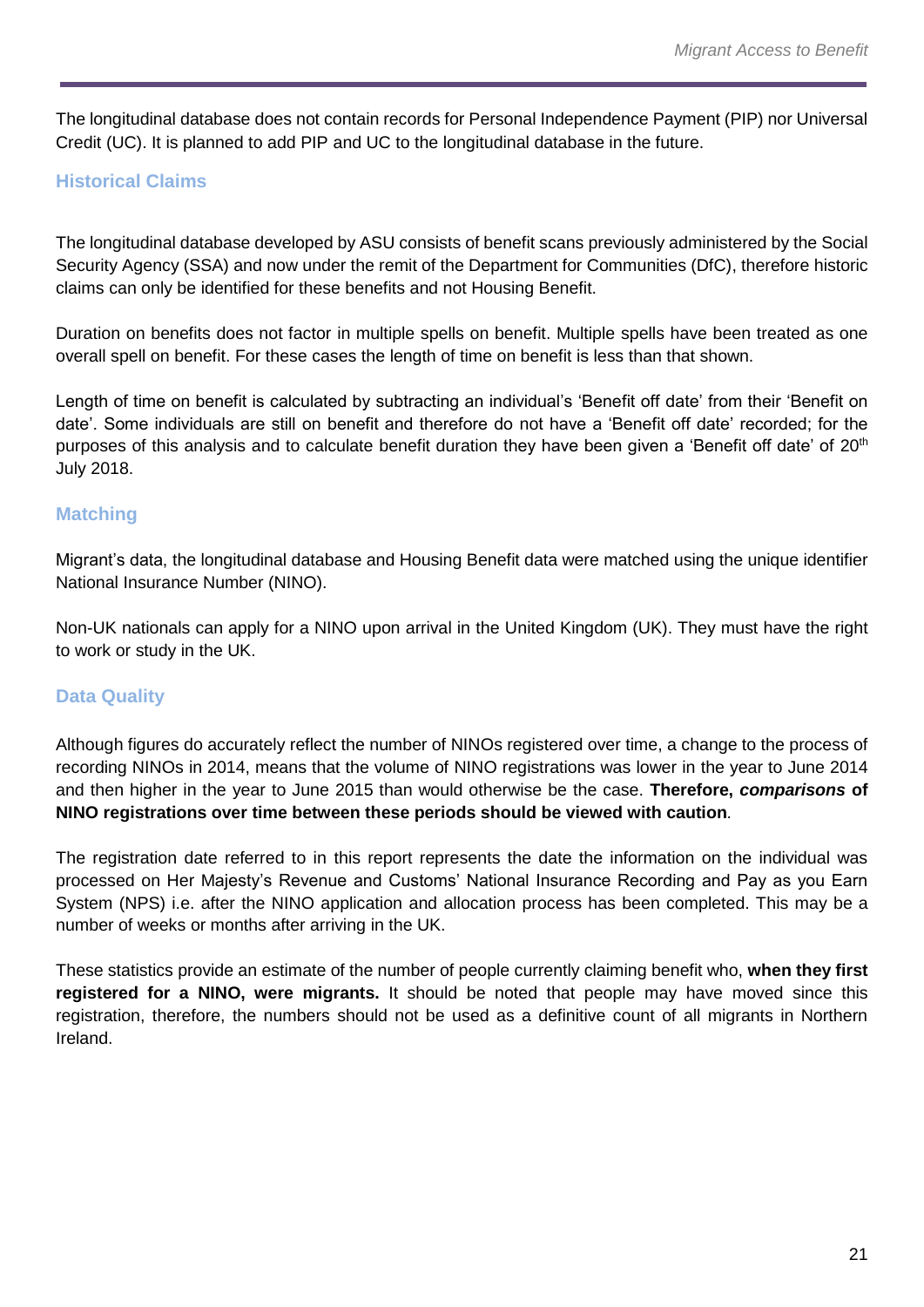The longitudinal database does not contain records for Personal Independence Payment (PIP) nor Universal Credit (UC). It is planned to add PIP and UC to the longitudinal database in the future.

### Historical Claims

The longitudinal database developed by ASU consists of benefit scans previously administered by the Social Security Agency (SSA) and now under the remit of the Department for Communities (DfC), therefore historic claims can only be identified for these benefits and not Housing Benefit.

Duration on benefits does not factor in multiple spells on benefit. Multiple spells have been treated as one overall spell on benefit. For these cases the length of time on benefit is less than that shown.

Length of time on benefit is calculated by subtracting an individual's 'Benefit off date' from their 'Benefit on date'. Some individuals are still on benefit and therefore do not have a 'Benefit off date' recorded; for the purposes of this analysis and to calculate benefit duration they have been given a 'Benefit off date' of 20th July 2018.

### Matching

Migrant's data, the longitudinal database and Housing Benefit data were matched using the unique identifier National Insurance Number (NINO).

Non-UK nationals can apply for a NINO upon arrival in the United Kingdom (UK). They must have the right to work or study in the UK.

### Data Quality

Although figures do accurately reflect the number of NINOs registered over time, a change to the process of recording NINOs in 2014, means that the volume of NINO registrations was lower in the year to June 2014 and then higher in the year to June 2015 than would otherwise be the case. **Therefore, *comparisons* of NINO registrations over time between these periods should be viewed with caution**.

The registration date referred to in this report represents the date the information on the individual was processed on Her Majesty's Revenue and Customs' National Insurance Recording and Pay as you Earn System (NPS) i.e. after the NINO application and allocation process has been completed. This may be a number of weeks or months after arriving in the UK.

These statistics provide an estimate of the number of people currently claiming benefit who, **when they first registered for a NINO, were migrants.** It should be noted that people may have moved since this registration, therefore, the numbers should not be used as a definitive count of all migrants in Northern Ireland.